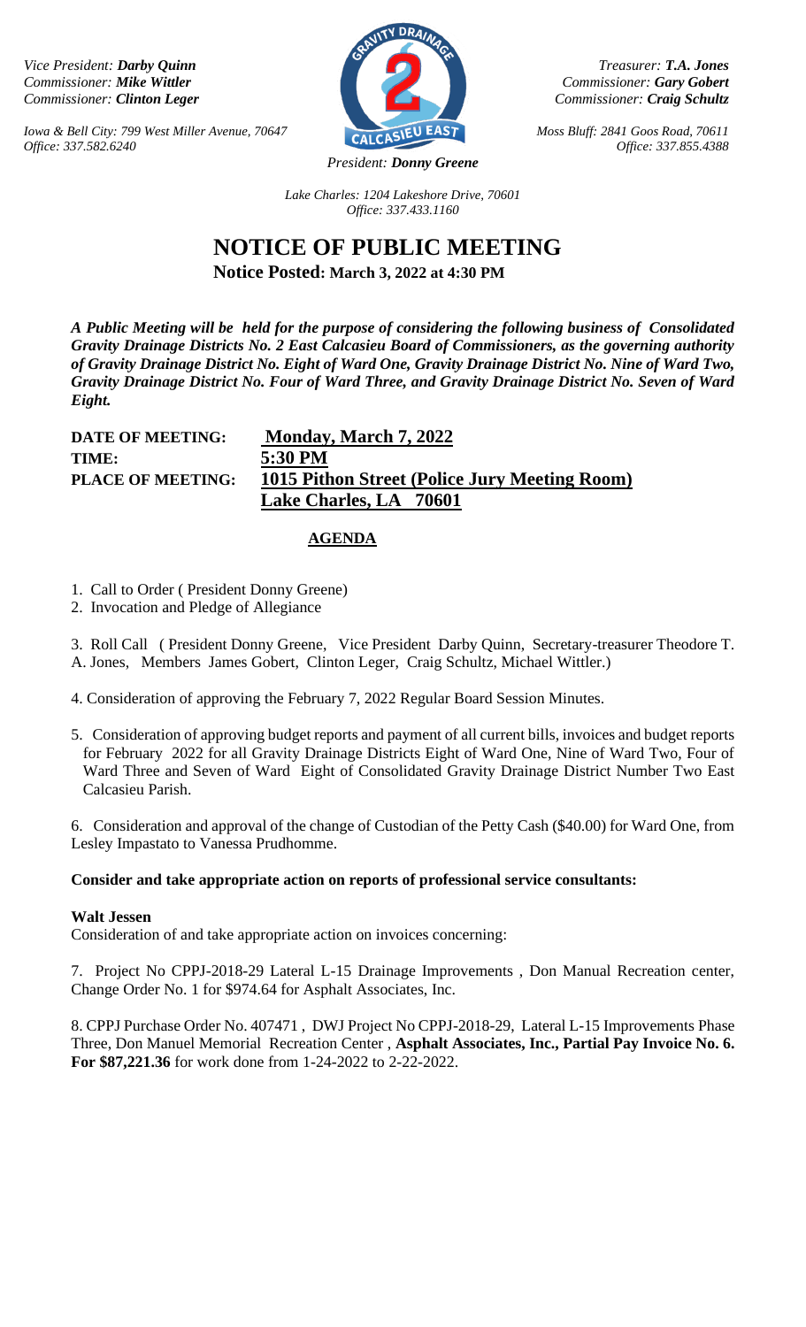*Vice President:* ***Darby Quinn***
*Commissioner:* ***Mike Wittler***
*Commissioner:* ***Clinton Leger***

*Iowa & Bell City: 799 West Miller Avenue, 70647*
*Office: 337.582.6240*

*Treasurer:* ***T.A. Jones***
*Commissioner:* ***Gary Gobert***
*Commissioner:* ***Craig Schultz***

*Moss Bluff: 2841 Goos Road, 70611*
*Office: 337.855.4388*

*President:* ***Donny Greene***

*Lake Charles: 1204 Lakeshore Drive, 70601*
*Office: 337.433.1160*

# NOTICE OF PUBLIC MEETING

**Notice Posted: March 3, 2022 at 4:30 PM**

***A Public Meeting will be held for the purpose of considering the following business of Consolidated Gravity Drainage Districts No. 2 East Calcasieu Board of Commissioners, as the governing authority of Gravity Drainage District No. Eight of Ward One, Gravity Drainage District No. Nine of Ward Two, Gravity Drainage District No. Four of Ward Three, and Gravity Drainage District No. Seven of Ward Eight.***

**DATE OF MEETING:** **Monday, March 7, 2022**
**TIME:** **5:30 PM**
**PLACE OF MEETING:** **1015 Pithon Street (Police Jury Meeting Room)**
**Lake Charles, LA 70601**

## AGENDA

1. Call to Order ( President Donny Greene)
2. Invocation and Pledge of Allegiance

3. Roll Call ( President Donny Greene, Vice President Darby Quinn, Secretary-treasurer Theodore T. A. Jones, Members James Gobert, Clinton Leger, Craig Schultz, Michael Wittler.)

4. Consideration of approving the February 7, 2022 Regular Board Session Minutes.

5. Consideration of approving budget reports and payment of all current bills, invoices and budget reports for February 2022 for all Gravity Drainage Districts Eight of Ward One, Nine of Ward Two, Four of Ward Three and Seven of Ward Eight of Consolidated Gravity Drainage District Number Two East Calcasieu Parish.

6. Consideration and approval of the change of Custodian of the Petty Cash ($40.00) for Ward One, from Lesley Impastato to Vanessa Prudhomme.

**Consider and take appropriate action on reports of professional service consultants:**

**Walt Jessen**

Consideration of and take appropriate action on invoices concerning:

7. Project No CPPJ-2018-29 Lateral L-15 Drainage Improvements , Don Manual Recreation center, Change Order No. 1 for $974.64 for Asphalt Associates, Inc.

8. CPPJ Purchase Order No. 407471 , DWJ Project No CPPJ-2018-29, Lateral L-15 Improvements Phase Three, Don Manuel Memorial Recreation Center , **Asphalt Associates, Inc., Partial Pay Invoice No. 6. For $87,221.36** for work done from 1-24-2022 to 2-22-2022.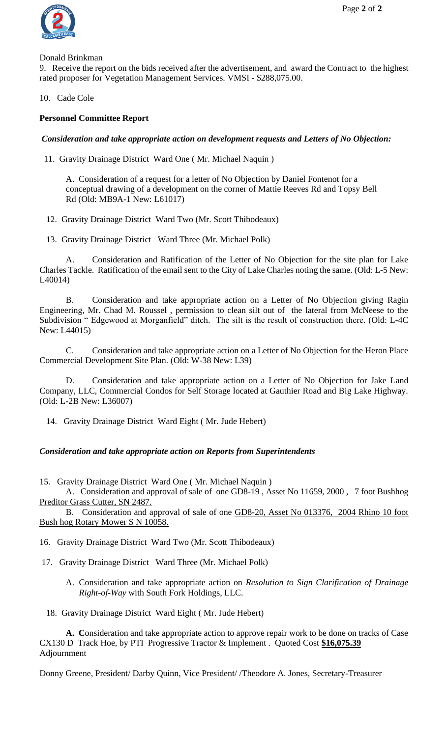Donald Brinkman

9. Receive the report on the bids received after the advertisement, and award the Contract to the highest rated proposer for Vegetation Management Services. VMSI - $288,075.00.

10. Cade Cole

**Personnel Committee Report**

***Consideration and take appropriate action on development requests and Letters of No Objection:***

11. Gravity Drainage District Ward One ( Mr. Michael Naquin )

A. Consideration of a request for a letter of No Objection by Daniel Fontenot for a conceptual drawing of a development on the corner of Mattie Reeves Rd and Topsy Bell Rd (Old: MB9A-1 New: L61017)

12. Gravity Drainage District Ward Two (Mr. Scott Thibodeaux)

13. Gravity Drainage District Ward Three (Mr. Michael Polk)

A. Consideration and Ratification of the Letter of No Objection for the site plan for Lake Charles Tackle. Ratification of the email sent to the City of Lake Charles noting the same. (Old: L-5 New: L40014)

B. Consideration and take appropriate action on a Letter of No Objection giving Ragin Engineering, Mr. Chad M. Roussel , permission to clean silt out of the lateral from McNeese to the Subdivision " Edgewood at Morganfield" ditch. The silt is the result of construction there. (Old: L-4C New: L44015)

C. Consideration and take appropriate action on a Letter of No Objection for the Heron Place Commercial Development Site Plan. (Old: W-38 New: L39)

D. Consideration and take appropriate action on a Letter of No Objection for Jake Land Company, LLC, Commercial Condos for Self Storage located at Gauthier Road and Big Lake Highway. (Old: L-2B New: L36007)

14. Gravity Drainage District Ward Eight ( Mr. Jude Hebert)

***Consideration and take appropriate action on Reports from Superintendents***

15. Gravity Drainage District Ward One ( Mr. Michael Naquin )

A. Consideration and approval of sale of one GD8-19 , Asset No 11659, 2000 , 7 foot Bushhog Preditor Grass Cutter, SN 2487.

B. Consideration and approval of sale of one GD8-20, Asset No 013376, 2004 Rhino 10 foot Bush hog Rotary Mower S N 10058.

16. Gravity Drainage District Ward Two (Mr. Scott Thibodeaux)

17. Gravity Drainage District Ward Three (Mr. Michael Polk)

A. Consideration and take appropriate action on *Resolution to Sign Clarification of Drainage Right-of-Way* with South Fork Holdings, LLC.

18. Gravity Drainage District Ward Eight ( Mr. Jude Hebert)

**A. C**onsideration and take appropriate action to approve repair work to be done on tracks of Case CX130 D Track Hoe, by PTI Progressive Tractor & Implement . Quoted Cost **$16,075.39**

Adjournment

Donny Greene, President/ Darby Quinn, Vice President/ /Theodore A. Jones, Secretary-Treasurer